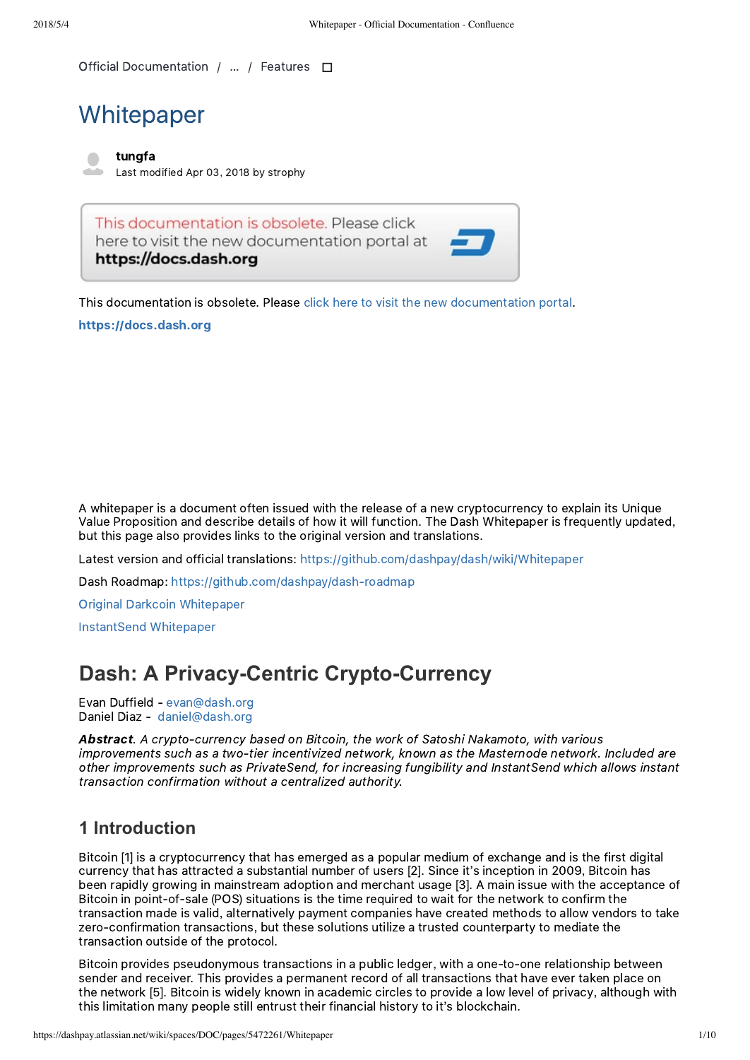Official Documentation / ... / Features

# Whitepaper

**tungfa**
Last modified Apr 03, 2018 by strophy

This documentation is obsolete. Please click here to visit the new documentation portal at **https://docs.dash.org**

This documentation is obsolete. Please click here to visit the new documentation portal.

**https://docs.dash.org**

A whitepaper is a document often issued with the release of a new cryptocurrency to explain its Unique Value Proposition and describe details of how it will function. The Dash Whitepaper is frequently updated, but this page also provides links to the original version and translations.

Latest version and official translations: https://github.com/dashpay/dash/wiki/Whitepaper

Dash Roadmap: https://github.com/dashpay/dash-roadmap

Original Darkcoin Whitepaper

InstantSend Whitepaper

## Dash: A Privacy-Centric Crypto-Currency

Evan Duffield - evan@dash.org
Daniel Diaz - daniel@dash.org

***Abstract***. *A crypto-currency based on Bitcoin, the work of Satoshi Nakamoto, with various improvements such as a two-tier incentivized network, known as the Masternode network. Included are other improvements such as PrivateSend, for increasing fungibility and InstantSend which allows instant transaction confirmation without a centralized authority.*

### 1 Introduction

Bitcoin [1] is a cryptocurrency that has emerged as a popular medium of exchange and is the first digital currency that has attracted a substantial number of users [2]. Since it's inception in 2009, Bitcoin has been rapidly growing in mainstream adoption and merchant usage [3]. A main issue with the acceptance of Bitcoin in point-of-sale (POS) situations is the time required to wait for the network to confirm the transaction made is valid, alternatively payment companies have created methods to allow vendors to take zero-confirmation transactions, but these solutions utilize a trusted counterparty to mediate the transaction outside of the protocol.

Bitcoin provides pseudonymous transactions in a public ledger, with a one-to-one relationship between sender and receiver. This provides a permanent record of all transactions that have ever taken place on the network [5]. Bitcoin is widely known in academic circles to provide a low level of privacy, although with this limitation many people still entrust their financial history to it's blockchain.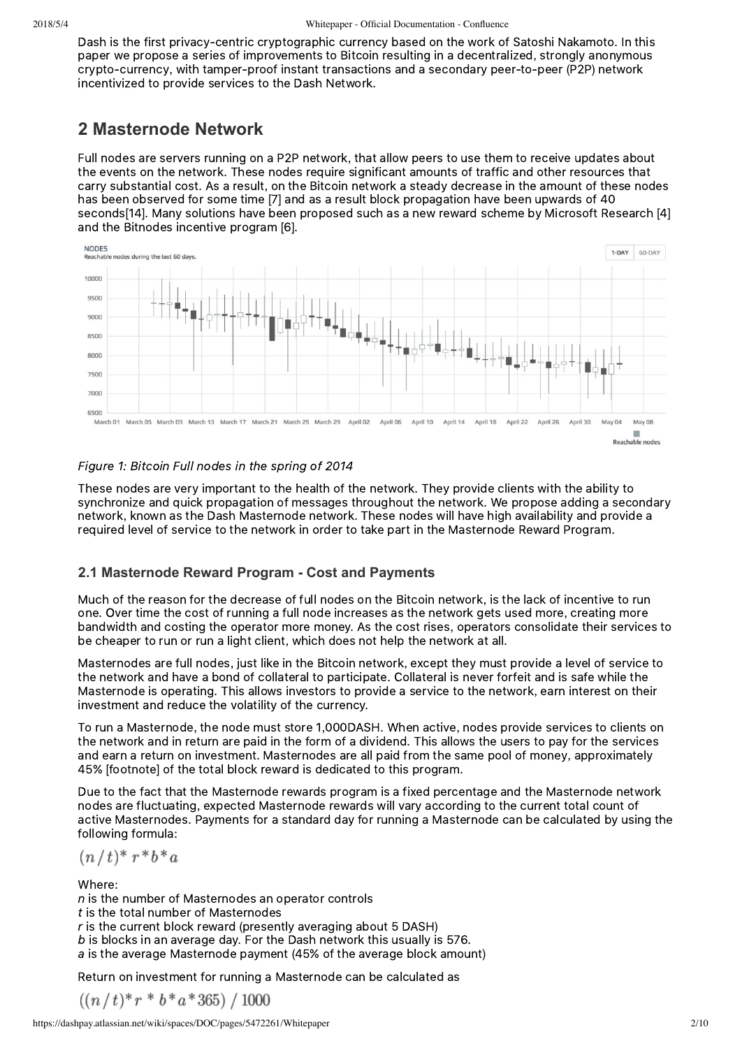Dash is the first privacy-centric cryptographic currency based on the work of Satoshi Nakamoto. In this paper we propose a series of improvements to Bitcoin resulting in a decentralized, strongly anonymous crypto-currency, with tamper-proof instant transactions and a secondary peer-to-peer (P2P) network incentivized to provide services to the Dash Network.

## 2 Masternode Network

Full nodes are servers running on a P2P network, that allow peers to use them to receive updates about the events on the network. These nodes require significant amounts of traffic and other resources that carry substantial cost. As a result, on the Bitcoin network a steady decrease in the amount of these nodes has been observed for some time [7] and as a result block propagation have been upwards of 40 seconds[14]. Many solutions have been proposed such as a new reward scheme by Microsoft Research [4] and the Bitnodes incentive program [6].

*Figure 1: Bitcoin Full nodes in the spring of 2014*

These nodes are very important to the health of the network. They provide clients with the ability to synchronize and quick propagation of messages throughout the network. We propose adding a secondary network, known as the Dash Masternode network. These nodes will have high availability and provide a required level of service to the network in order to take part in the Masternode Reward Program.

### 2.1 Masternode Reward Program - Cost and Payments

Much of the reason for the decrease of full nodes on the Bitcoin network, is the lack of incentive to run one. Over time the cost of running a full node increases as the network gets used more, creating more bandwidth and costing the operator more money. As the cost rises, operators consolidate their services to be cheaper to run or run a light client, which does not help the network at all.

Masternodes are full nodes, just like in the Bitcoin network, except they must provide a level of service to the network and have a bond of collateral to participate. Collateral is never forfeit and is safe while the Masternode is operating. This allows investors to provide a service to the network, earn interest on their investment and reduce the volatility of the currency.

To run a Masternode, the node must store 1,000DASH. When active, nodes provide services to clients on the network and in return are paid in the form of a dividend. This allows the users to pay for the services and earn a return on investment. Masternodes are all paid from the same pool of money, approximately 45% [footnote] of the total block reward is dedicated to this program.

Due to the fact that the Masternode rewards program is a fixed percentage and the Masternode network nodes are fluctuating, expected Masternode rewards will vary according to the current total count of active Masternodes. Payments for a standard day for running a Masternode can be calculated by using the following formula:

$$(n/t)*r*b*a$$

Where:
*n* is the number of Masternodes an operator controls
*t* is the total number of Masternodes
*r* is the current block reward (presently averaging about 5 DASH)
*b* is blocks in an average day. For the Dash network this usually is 576.
*a* is the average Masternode payment (45% of the average block amount)

Return on investment for running a Masternode can be calculated as

$$((n/t)*r*b*a*365)\ /\ 1000$$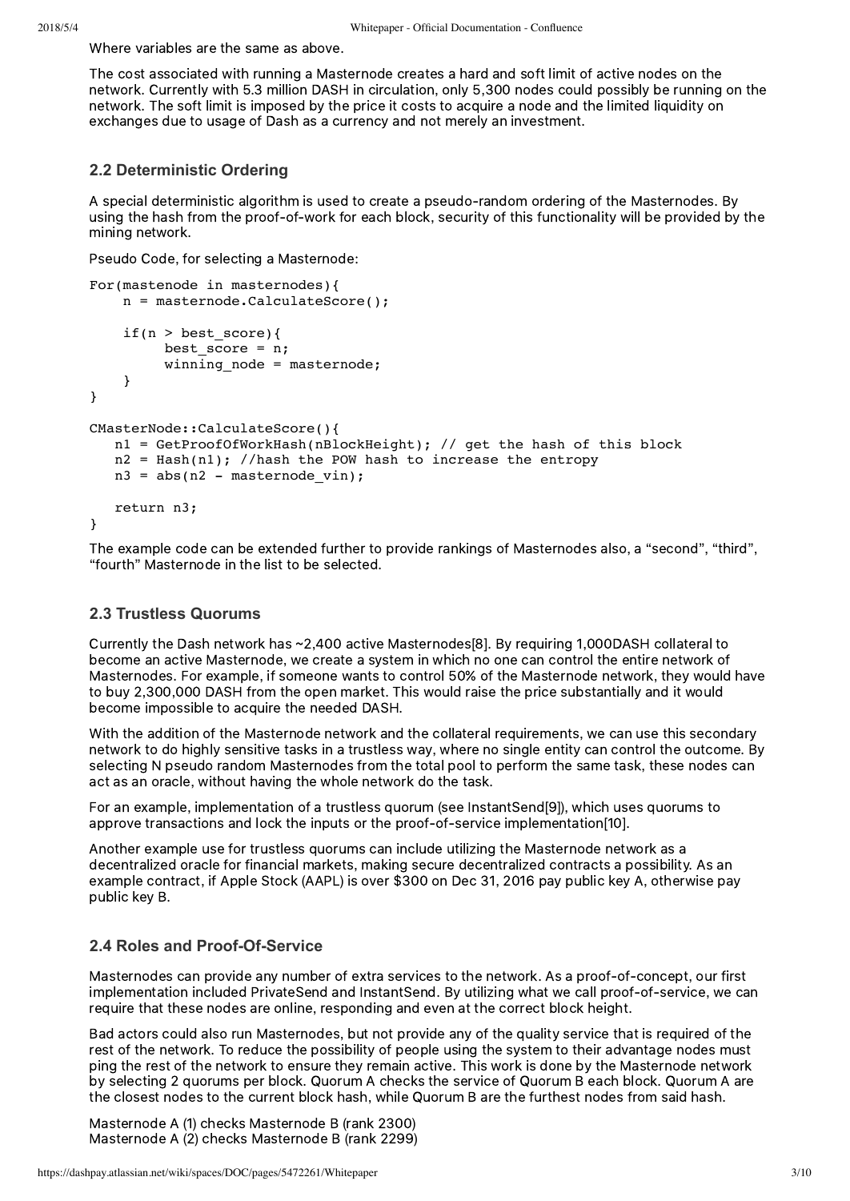Where variables are the same as above.

The cost associated with running a Masternode creates a hard and soft limit of active nodes on the network. Currently with 5.3 million DASH in circulation, only 5,300 nodes could possibly be running on the network. The soft limit is imposed by the price it costs to acquire a node and the limited liquidity on exchanges due to usage of Dash as a currency and not merely an investment.

## 2.2 Deterministic Ordering

A special deterministic algorithm is used to create a pseudo-random ordering of the Masternodes. By using the hash from the proof-of-work for each block, security of this functionality will be provided by the mining network.

Pseudo Code, for selecting a Masternode:

```
For(mastenode in masternodes){
    n = masternode.CalculateScore();

    if(n > best_score){
         best_score = n;
         winning_node = masternode;
    }
}

CMasterNode::CalculateScore(){
   n1 = GetProofOfWorkHash(nBlockHeight); // get the hash of this block
   n2 = Hash(n1); //hash the POW hash to increase the entropy
   n3 = abs(n2 - masternode_vin);

   return n3;
}
```

The example code can be extended further to provide rankings of Masternodes also, a "second", "third", "fourth" Masternode in the list to be selected.

## 2.3 Trustless Quorums

Currently the Dash network has ~2,400 active Masternodes[8]. By requiring 1,000DASH collateral to become an active Masternode, we create a system in which no one can control the entire network of Masternodes. For example, if someone wants to control 50% of the Masternode network, they would have to buy 2,300,000 DASH from the open market. This would raise the price substantially and it would become impossible to acquire the needed DASH.

With the addition of the Masternode network and the collateral requirements, we can use this secondary network to do highly sensitive tasks in a trustless way, where no single entity can control the outcome. By selecting N pseudo random Masternodes from the total pool to perform the same task, these nodes can act as an oracle, without having the whole network do the task.

For an example, implementation of a trustless quorum (see InstantSend[9]), which uses quorums to approve transactions and lock the inputs or the proof-of-service implementation[10].

Another example use for trustless quorums can include utilizing the Masternode network as a decentralized oracle for financial markets, making secure decentralized contracts a possibility. As an example contract, if Apple Stock (AAPL) is over $300 on Dec 31, 2016 pay public key A, otherwise pay public key B.

## 2.4 Roles and Proof-Of-Service

Masternodes can provide any number of extra services to the network. As a proof-of-concept, our first implementation included PrivateSend and InstantSend. By utilizing what we call proof-of-service, we can require that these nodes are online, responding and even at the correct block height.

Bad actors could also run Masternodes, but not provide any of the quality service that is required of the rest of the network. To reduce the possibility of people using the system to their advantage nodes must ping the rest of the network to ensure they remain active. This work is done by the Masternode network by selecting 2 quorums per block. Quorum A checks the service of Quorum B each block. Quorum A are the closest nodes to the current block hash, while Quorum B are the furthest nodes from said hash.

Masternode A (1) checks Masternode B (rank 2300)
Masternode A (2) checks Masternode B (rank 2299)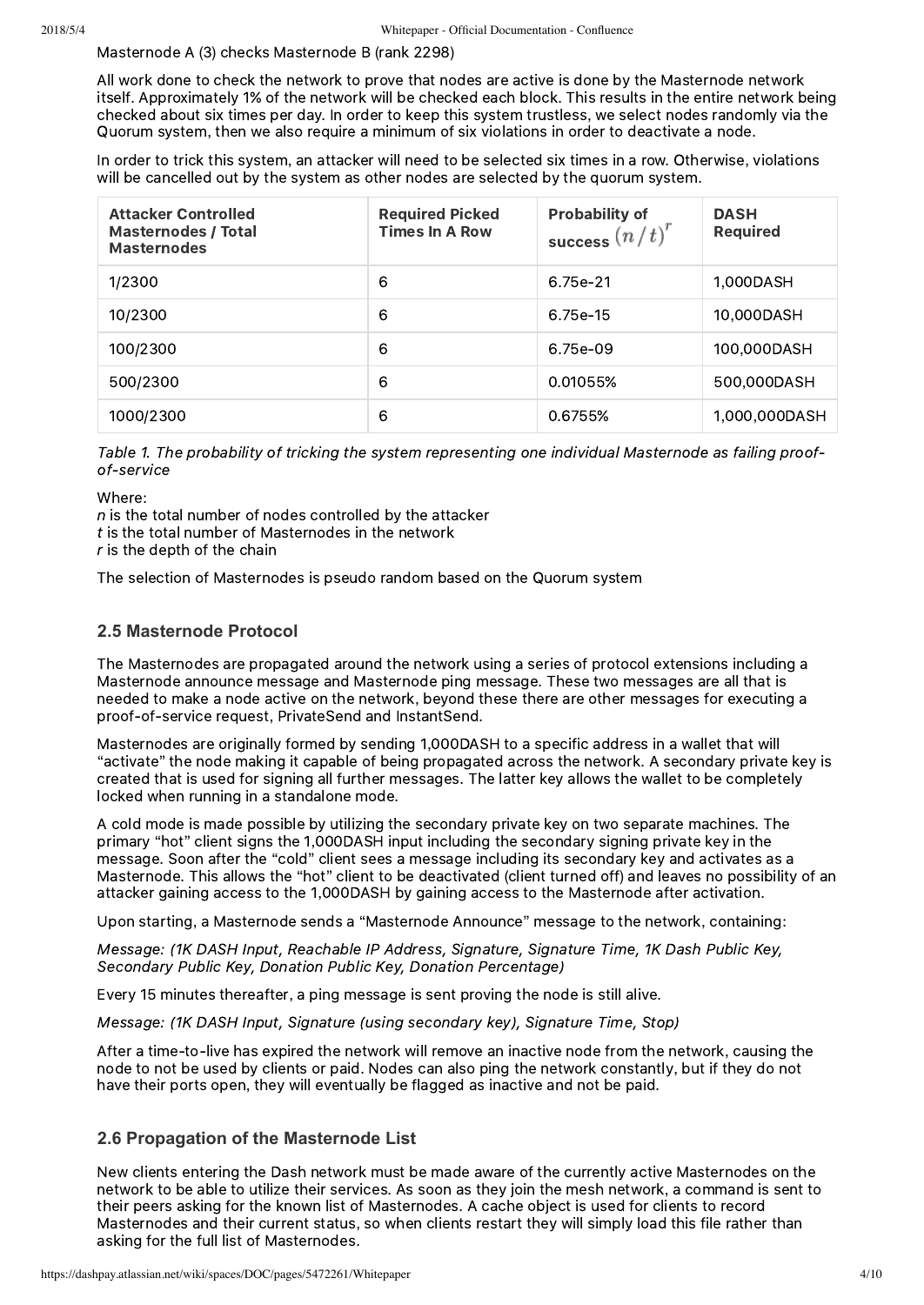Masternode A (3) checks Masternode B (rank 2298)

All work done to check the network to prove that nodes are active is done by the Masternode network itself. Approximately 1% of the network will be checked each block. This results in the entire network being checked about six times per day. In order to keep this system trustless, we select nodes randomly via the Quorum system, then we also require a minimum of six violations in order to deactivate a node.

In order to trick this system, an attacker will need to be selected six times in a row. Otherwise, violations will be cancelled out by the system as other nodes are selected by the quorum system.

| Attacker Controlled Masternodes / Total Masternodes | Required Picked Times In A Row | Probability of success $(n/t)^r$ | DASH Required |
|---|---|---|---|
| 1/2300 | 6 | 6.75e-21 | 1,000DASH |
| 10/2300 | 6 | 6.75e-15 | 10,000DASH |
| 100/2300 | 6 | 6.75e-09 | 100,000DASH |
| 500/2300 | 6 | 0.01055% | 500,000DASH |
| 1000/2300 | 6 | 0.6755% | 1,000,000DASH |

*Table 1. The probability of tricking the system representing one individual Masternode as failing proof-of-service*

Where:
$n$ is the total number of nodes controlled by the attacker
$t$ is the total number of Masternodes in the network
$r$ is the depth of the chain

The selection of Masternodes is pseudo random based on the Quorum system

## 2.5 Masternode Protocol

The Masternodes are propagated around the network using a series of protocol extensions including a Masternode announce message and Masternode ping message. These two messages are all that is needed to make a node active on the network, beyond these there are other messages for executing a proof-of-service request, PrivateSend and InstantSend.

Masternodes are originally formed by sending 1,000DASH to a specific address in a wallet that will "activate" the node making it capable of being propagated across the network. A secondary private key is created that is used for signing all further messages. The latter key allows the wallet to be completely locked when running in a standalone mode.

A cold mode is made possible by utilizing the secondary private key on two separate machines. The primary "hot" client signs the 1,000DASH input including the secondary signing private key in the message. Soon after the "cold" client sees a message including its secondary key and activates as a Masternode. This allows the "hot" client to be deactivated (client turned off) and leaves no possibility of an attacker gaining access to the 1,000DASH by gaining access to the Masternode after activation.

Upon starting, a Masternode sends a "Masternode Announce" message to the network, containing:

*Message: (1K DASH Input, Reachable IP Address, Signature, Signature Time, 1K Dash Public Key, Secondary Public Key, Donation Public Key, Donation Percentage)*

Every 15 minutes thereafter, a ping message is sent proving the node is still alive.

*Message: (1K DASH Input, Signature (using secondary key), Signature Time, Stop)*

After a time-to-live has expired the network will remove an inactive node from the network, causing the node to not be used by clients or paid. Nodes can also ping the network constantly, but if they do not have their ports open, they will eventually be flagged as inactive and not be paid.

## 2.6 Propagation of the Masternode List

New clients entering the Dash network must be made aware of the currently active Masternodes on the network to be able to utilize their services. As soon as they join the mesh network, a command is sent to their peers asking for the known list of Masternodes. A cache object is used for clients to record Masternodes and their current status, so when clients restart they will simply load this file rather than asking for the full list of Masternodes.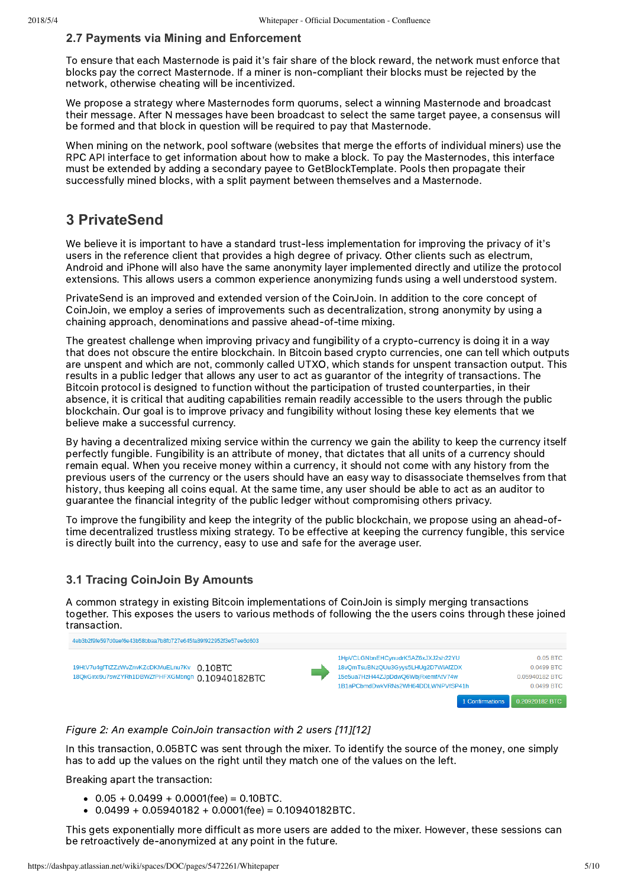## 2.7 Payments via Mining and Enforcement

To ensure that each Masternode is paid it's fair share of the block reward, the network must enforce that blocks pay the correct Masternode. If a miner is non-compliant their blocks must be rejected by the network, otherwise cheating will be incentivized.

We propose a strategy where Masternodes form quorums, select a winning Masternode and broadcast their message. After N messages have been broadcast to select the same target payee, a consensus will be formed and that block in question will be required to pay that Masternode.

When mining on the network, pool software (websites that merge the efforts of individual miners) use the RPC API interface to get information about how to make a block. To pay the Masternodes, this interface must be extended by adding a secondary payee to GetBlockTemplate. Pools then propagate their successfully mined blocks, with a split payment between themselves and a Masternode.

# 3 PrivateSend

We believe it is important to have a standard trust-less implementation for improving the privacy of it's users in the reference client that provides a high degree of privacy. Other clients such as electrum, Android and iPhone will also have the same anonymity layer implemented directly and utilize the protocol extensions. This allows users a common experience anonymizing funds using a well understood system.

PrivateSend is an improved and extended version of the CoinJoin. In addition to the core concept of CoinJoin, we employ a series of improvements such as decentralization, strong anonymity by using a chaining approach, denominations and passive ahead-of-time mixing.

The greatest challenge when improving privacy and fungibility of a crypto-currency is doing it in a way that does not obscure the entire blockchain. In Bitcoin based crypto currencies, one can tell which outputs are unspent and which are not, commonly called UTXO, which stands for unspent transaction output. This results in a public ledger that allows any user to act as guarantor of the integrity of transactions. The Bitcoin protocol is designed to function without the participation of trusted counterparties, in their absence, it is critical that auditing capabilities remain readily accessible to the users through the public blockchain. Our goal is to improve privacy and fungibility without losing these key elements that we believe make a successful currency.

By having a decentralized mixing service within the currency we gain the ability to keep the currency itself perfectly fungible. Fungibility is an attribute of money, that dictates that all units of a currency should remain equal. When you receive money within a currency, it should not come with any history from the previous users of the currency or the users should have an easy way to disassociate themselves from that history, thus keeping all coins equal. At the same time, any user should be able to act as an auditor to guarantee the financial integrity of the public ledger without compromising others privacy.

To improve the fungibility and keep the integrity of the public blockchain, we propose using an ahead-of-time decentralized trustless mixing strategy. To be effective at keeping the currency fungible, this service is directly built into the currency, easy to use and safe for the average user.

## 3.1 Tracing CoinJoin By Amounts

A common strategy in existing Bitcoin implementations of CoinJoin is simply merging transactions together. This exposes the users to various methods of following the the users coins through these joined transaction.

4eb3b2f9fe597d0aef6e43b58bbaa7b8fb727e645fa89f922952f3e57ee6d603

| Inputs | Amount | | Outputs | Amount |
|---|---|---|---|---|
| 19HtV7u4gfTtZZzWvZnvKZcDKMuELnu7Kv | 0.10BTC | → | 1HpVCLGNbnEHCynudrK5AZ6xJXJ2sh22YU | 0.05 BTC |
| 18QkGirxi9u7swZYRh1DBWZfPHFXGMbngh | 0.10940182BTC | | 18vQmTsuBNzQUu3Gyys5LHUg2D7WIAfZDX | 0.0499 BTC |
| | | | 15e5ua7HzH44ZJpDdwQ6WbjRxemfAtV74w | 0.05940182 BTC |
| | | | 1B1aPCbmdDwkVRNs2WH64DDLWNPVfSP41h | 0.0499 BTC |

1 Confirmations | 0.20920182 BTC

*Figure 2: An example CoinJoin transaction with 2 users [11][12]*

In this transaction, 0.05BTC was sent through the mixer. To identify the source of the money, one simply has to add up the values on the right until they match one of the values on the left.

Breaking apart the transaction:

- 0.05 + 0.0499 + 0.0001(fee) = 0.10BTC.
- 0.0499 + 0.05940182 + 0.0001(fee) = 0.10940182BTC.

This gets exponentially more difficult as more users are added to the mixer. However, these sessions can be retroactively de-anonymized at any point in the future.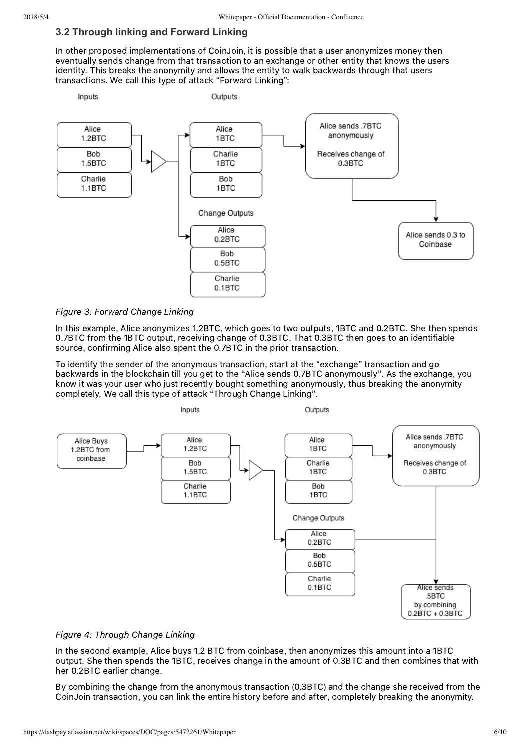### 3.2 Through linking and Forward Linking

In other proposed implementations of CoinJoin, it is possible that a user anonymizes money then eventually sends change from that transaction to an exchange or other entity that knows the users identity. This breaks the anonymity and allows the entity to walk backwards through that users transactions. We call this type of attack "Forward Linking":

*Figure 3: Forward Change Linking*

In this example, Alice anonymizes 1.2BTC, which goes to two outputs, 1BTC and 0.2BTC. She then spends 0.7BTC from the 1BTC output, receiving change of 0.3BTC. That 0.3BTC then goes to an identifiable source, confirming Alice also spent the 0.7BTC in the prior transaction.

To identify the sender of the anonymous transaction, start at the "exchange" transaction and go backwards in the blockchain till you get to the "Alice sends 0.7BTC anonymously". As the exchange, you know it was your user who just recently bought something anonymously, thus breaking the anonymity completely. We call this type of attack "Through Change Linking".

*Figure 4: Through Change Linking*

In the second example, Alice buys 1.2 BTC from coinbase, then anonymizes this amount into a 1BTC output. She then spends the 1BTC, receives change in the amount of 0.3BTC and then combines that with her 0.2BTC earlier change.

By combining the change from the anonymous transaction (0.3BTC) and the change she received from the CoinJoin transaction, you can link the entire history before and after, completely breaking the anonymity.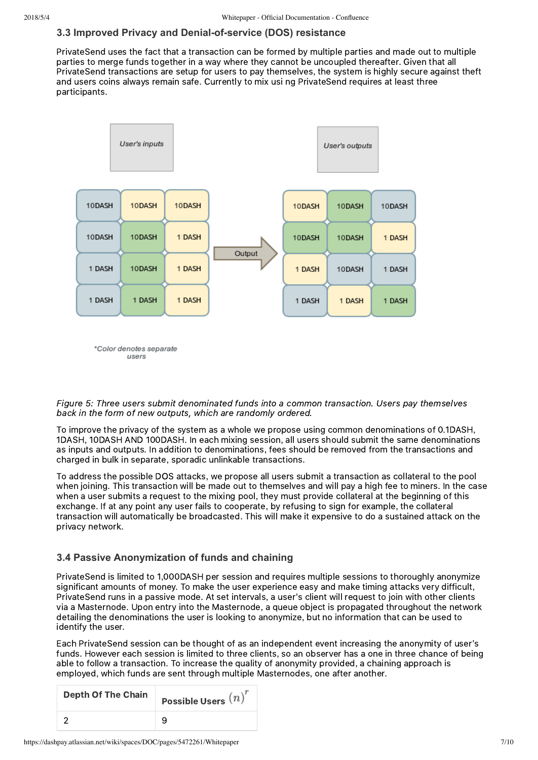### 3.3 Improved Privacy and Denial-of-service (DOS) resistance

PrivateSend uses the fact that a transaction can be formed by multiple parties and made out to multiple parties to merge funds together in a way where they cannot be uncoupled thereafter. Given that all PrivateSend transactions are setup for users to pay themselves, the system is highly secure against theft and users coins always remain safe. Currently to mix usi ng PrivateSend requires at least three participants.

User's inputs

| 10DASH | 10DASH | 10DASH |
|---|---|---|
| 10DASH | 10DASH | 1 DASH |
| 1 DASH | 10DASH | 1 DASH |
| 1 DASH | 1 DASH | 1 DASH |

Output

User's outputs

| 10DASH | 10DASH | 10DASH |
|---|---|---|
| 10DASH | 10DASH | 1 DASH |
| 1 DASH | 10DASH | 1 DASH |
| 1 DASH | 1 DASH | 1 DASH |

*Color denotes separate users

*Figure 5: Three users submit denominated funds into a common transaction. Users pay themselves back in the form of new outputs, which are randomly ordered.*

To improve the privacy of the system as a whole we propose using common denominations of 0.1DASH, 1DASH, 10DASH AND 100DASH. In each mixing session, all users should submit the same denominations as inputs and outputs. In addition to denominations, fees should be removed from the transactions and charged in bulk in separate, sporadic unlinkable transactions.

To address the possible DOS attacks, we propose all users submit a transaction as collateral to the pool when joining. This transaction will be made out to themselves and will pay a high fee to miners. In the case when a user submits a request to the mixing pool, they must provide collateral at the beginning of this exchange. If at any point any user fails to cooperate, by refusing to sign for example, the collateral transaction will automatically be broadcasted. This will make it expensive to do a sustained attack on the privacy network.

### 3.4 Passive Anonymization of funds and chaining

PrivateSend is limited to 1,000DASH per session and requires multiple sessions to thoroughly anonymize significant amounts of money. To make the user experience easy and make timing attacks very difficult, PrivateSend runs in a passive mode. At set intervals, a user's client will request to join with other clients via a Masternode. Upon entry into the Masternode, a queue object is propagated throughout the network detailing the denominations the user is looking to anonymize, but no information that can be used to identify the user.

Each PrivateSend session can be thought of as an independent event increasing the anonymity of user's funds. However each session is limited to three clients, so an observer has a one in three chance of being able to follow a transaction. To increase the quality of anonymity provided, a chaining approach is employed, which funds are sent through multiple Masternodes, one after another.

| Depth Of The Chain | Possible Users $(n)^r$ |
|---|---|
| 2 | 9 |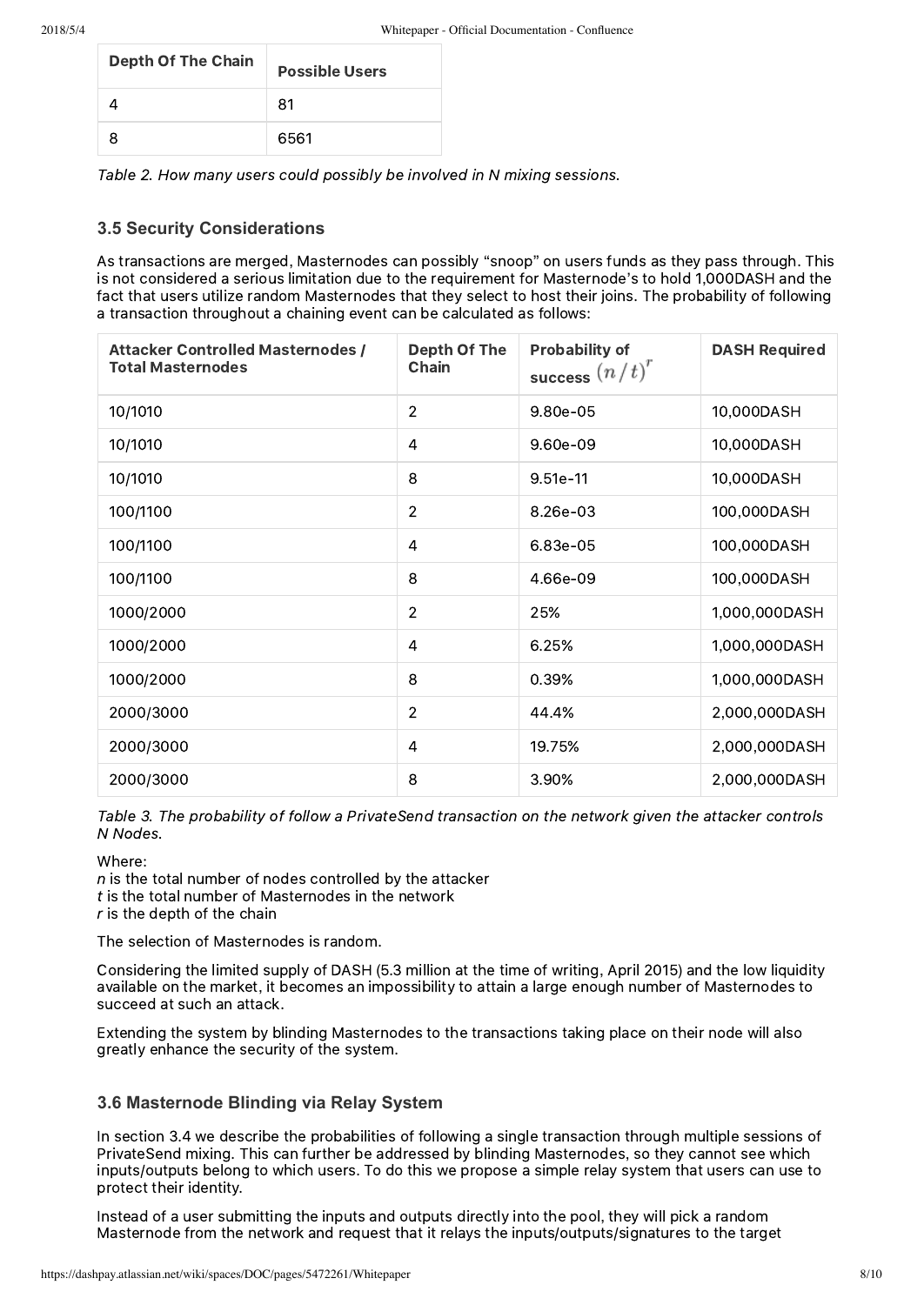| Depth Of The Chain | Possible Users |
| --- | --- |
| 4 | 81 |
| 8 | 6561 |

*Table 2. How many users could possibly be involved in N mixing sessions.*

### 3.5 Security Considerations

As transactions are merged, Masternodes can possibly "snoop" on users funds as they pass through. This is not considered a serious limitation due to the requirement for Masternode's to hold 1,000DASH and the fact that users utilize random Masternodes that they select to host their joins. The probability of following a transaction throughout a chaining event can be calculated as follows:

| Attacker Controlled Masternodes / Total Masternodes | Depth Of The Chain | Probability of success $(n/t)^r$ | DASH Required |
| --- | --- | --- | --- |
| 10/1010 | 2 | 9.80e-05 | 10,000DASH |
| 10/1010 | 4 | 9.60e-09 | 10,000DASH |
| 10/1010 | 8 | 9.51e-11 | 10,000DASH |
| 100/1100 | 2 | 8.26e-03 | 100,000DASH |
| 100/1100 | 4 | 6.83e-05 | 100,000DASH |
| 100/1100 | 8 | 4.66e-09 | 100,000DASH |
| 1000/2000 | 2 | 25% | 1,000,000DASH |
| 1000/2000 | 4 | 6.25% | 1,000,000DASH |
| 1000/2000 | 8 | 0.39% | 1,000,000DASH |
| 2000/3000 | 2 | 44.4% | 2,000,000DASH |
| 2000/3000 | 4 | 19.75% | 2,000,000DASH |
| 2000/3000 | 8 | 3.90% | 2,000,000DASH |

*Table 3. The probability of follow a PrivateSend transaction on the network given the attacker controls N Nodes.*

Where:
$n$ is the total number of nodes controlled by the attacker
$t$ is the total number of Masternodes in the network
$r$ is the depth of the chain

The selection of Masternodes is random.

Considering the limited supply of DASH (5.3 million at the time of writing, April 2015) and the low liquidity available on the market, it becomes an impossibility to attain a large enough number of Masternodes to succeed at such an attack.

Extending the system by blinding Masternodes to the transactions taking place on their node will also greatly enhance the security of the system.

### 3.6 Masternode Blinding via Relay System

In section 3.4 we describe the probabilities of following a single transaction through multiple sessions of PrivateSend mixing. This can further be addressed by blinding Masternodes, so they cannot see which inputs/outputs belong to which users. To do this we propose a simple relay system that users can use to protect their identity.

Instead of a user submitting the inputs and outputs directly into the pool, they will pick a random Masternode from the network and request that it relays the inputs/outputs/signatures to the target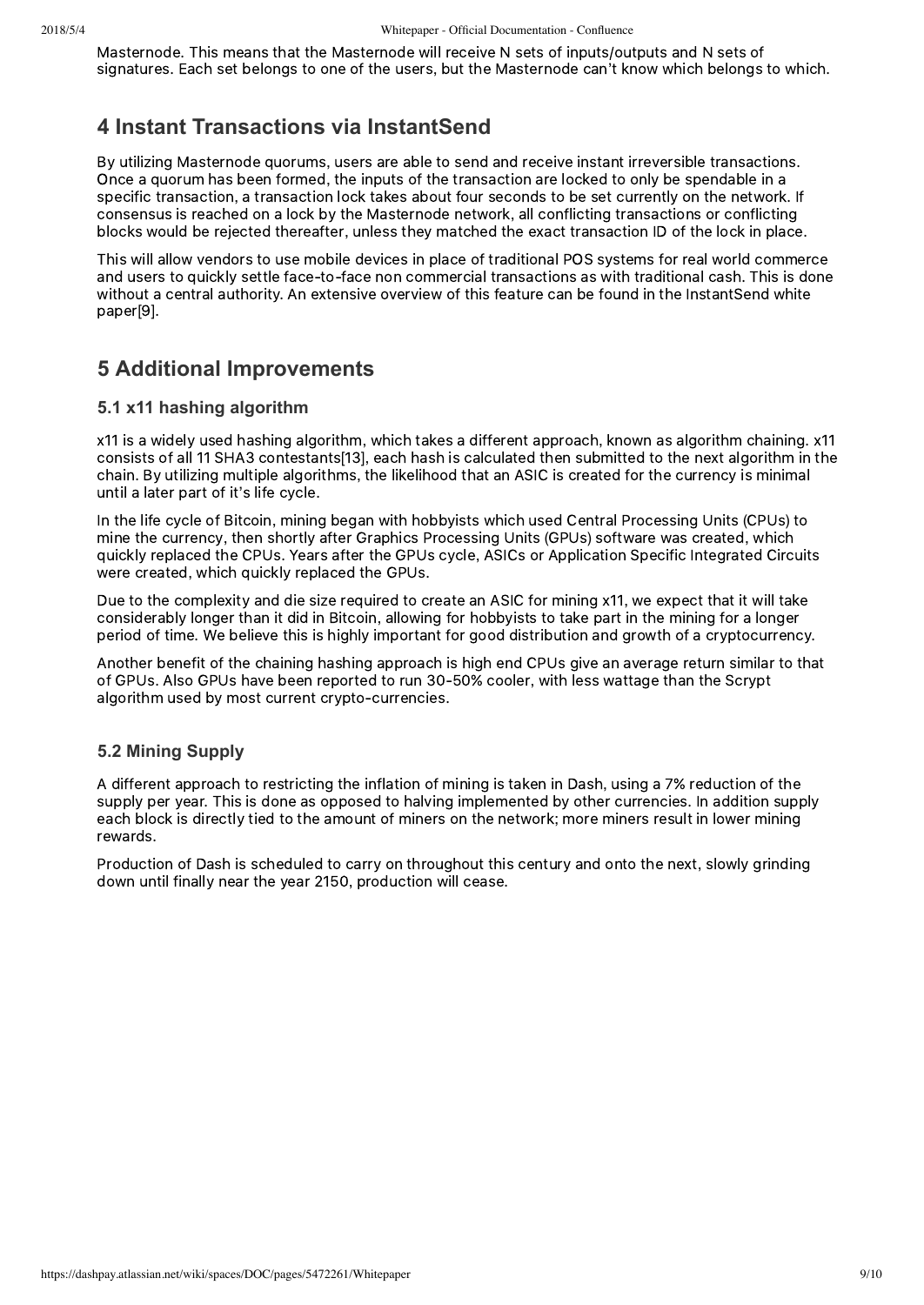Masternode. This means that the Masternode will receive N sets of inputs/outputs and N sets of signatures. Each set belongs to one of the users, but the Masternode can't know which belongs to which.

## 4 Instant Transactions via InstantSend

By utilizing Masternode quorums, users are able to send and receive instant irreversible transactions. Once a quorum has been formed, the inputs of the transaction are locked to only be spendable in a specific transaction, a transaction lock takes about four seconds to be set currently on the network. If consensus is reached on a lock by the Masternode network, all conflicting transactions or conflicting blocks would be rejected thereafter, unless they matched the exact transaction ID of the lock in place.

This will allow vendors to use mobile devices in place of traditional POS systems for real world commerce and users to quickly settle face-to-face non commercial transactions as with traditional cash. This is done without a central authority. An extensive overview of this feature can be found in the InstantSend white paper[9].

## 5 Additional Improvements

### 5.1 x11 hashing algorithm

x11 is a widely used hashing algorithm, which takes a different approach, known as algorithm chaining. x11 consists of all 11 SHA3 contestants[13], each hash is calculated then submitted to the next algorithm in the chain. By utilizing multiple algorithms, the likelihood that an ASIC is created for the currency is minimal until a later part of it's life cycle.

In the life cycle of Bitcoin, mining began with hobbyists which used Central Processing Units (CPUs) to mine the currency, then shortly after Graphics Processing Units (GPUs) software was created, which quickly replaced the CPUs. Years after the GPUs cycle, ASICs or Application Specific Integrated Circuits were created, which quickly replaced the GPUs.

Due to the complexity and die size required to create an ASIC for mining x11, we expect that it will take considerably longer than it did in Bitcoin, allowing for hobbyists to take part in the mining for a longer period of time. We believe this is highly important for good distribution and growth of a cryptocurrency.

Another benefit of the chaining hashing approach is high end CPUs give an average return similar to that of GPUs. Also GPUs have been reported to run 30-50% cooler, with less wattage than the Scrypt algorithm used by most current crypto-currencies.

### 5.2 Mining Supply

A different approach to restricting the inflation of mining is taken in Dash, using a 7% reduction of the supply per year. This is done as opposed to halving implemented by other currencies. In addition supply each block is directly tied to the amount of miners on the network; more miners result in lower mining rewards.

Production of Dash is scheduled to carry on throughout this century and onto the next, slowly grinding down until finally near the year 2150, production will cease.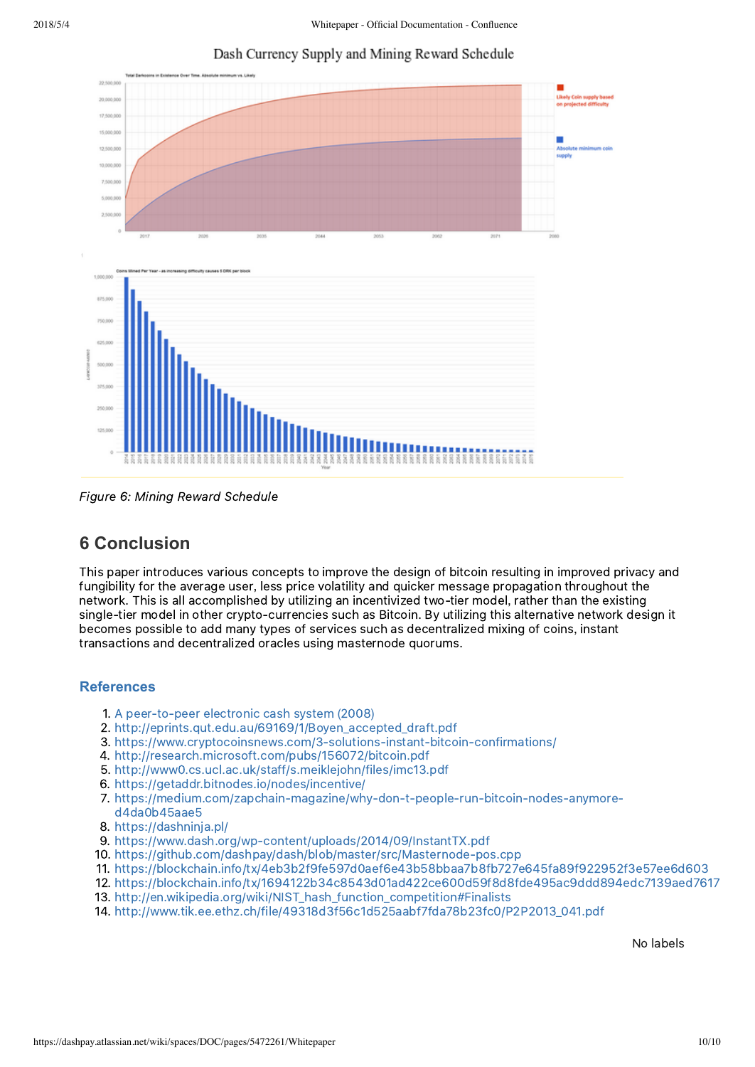Dash Currency Supply and Mining Reward Schedule

Total Darkcoins in Existence Over Time. Absolute minimum vs. Likely

22,500,000
20,000,000
17,500,000
15,000,000
12,500,000
10,000,000
7,500,000
5,000,000
2,500,000
0

2017 2026 2035 2044 2053 2062 2071 2080

Likely Coin supply based on projected difficulty

Absolute minimum coin supply

Coins Mined Per Year - as increasing difficulty causes 5 DRK per block

1,000,000
875,000
750,000
625,000
500,000
375,000
250,000
125,000
0

Year

*Figure 6: Mining Reward Schedule*

## 6 Conclusion

This paper introduces various concepts to improve the design of bitcoin resulting in improved privacy and fungibility for the average user, less price volatility and quicker message propagation throughout the network. This is all accomplished by utilizing an incentivized two-tier model, rather than the existing single-tier model in other crypto-currencies such as Bitcoin. By utilizing this alternative network design it becomes possible to add many types of services such as decentralized mixing of coins, instant transactions and decentralized oracles using masternode quorums.

### References

1. A peer-to-peer electronic cash system (2008)
2. http://eprints.qut.edu.au/69169/1/Boyen_accepted_draft.pdf
3. https://www.cryptocoinsnews.com/3-solutions-instant-bitcoin-confirmations/
4. http://research.microsoft.com/pubs/156072/bitcoin.pdf
5. http://www0.cs.ucl.ac.uk/staff/s.meiklejohn/files/imc13.pdf
6. https://getaddr.bitnodes.io/nodes/incentive/
7. https://medium.com/zapchain-magazine/why-don-t-people-run-bitcoin-nodes-anymore-d4da0b45aae5
8. https://dashninja.pl/
9. https://www.dash.org/wp-content/uploads/2014/09/InstantTX.pdf
10. https://github.com/dashpay/dash/blob/master/src/Masternode-pos.cpp
11. https://blockchain.info/tx/4eb3b2f9fe597d0aef6e43b58bbaa7b8fb727e645fa89f922952f3e57ee6d603
12. https://blockchain.info/tx/1694122b34c8543d01ad422ce600d59f8d8fde495ac9ddd894edc7139aed7617
13. http://en.wikipedia.org/wiki/NIST_hash_function_competition#Finalists
14. http://www.tik.ee.ethz.ch/file/49318d3f56c1d525aabf7fda78b23fc0/P2P2013_041.pdf

No labels